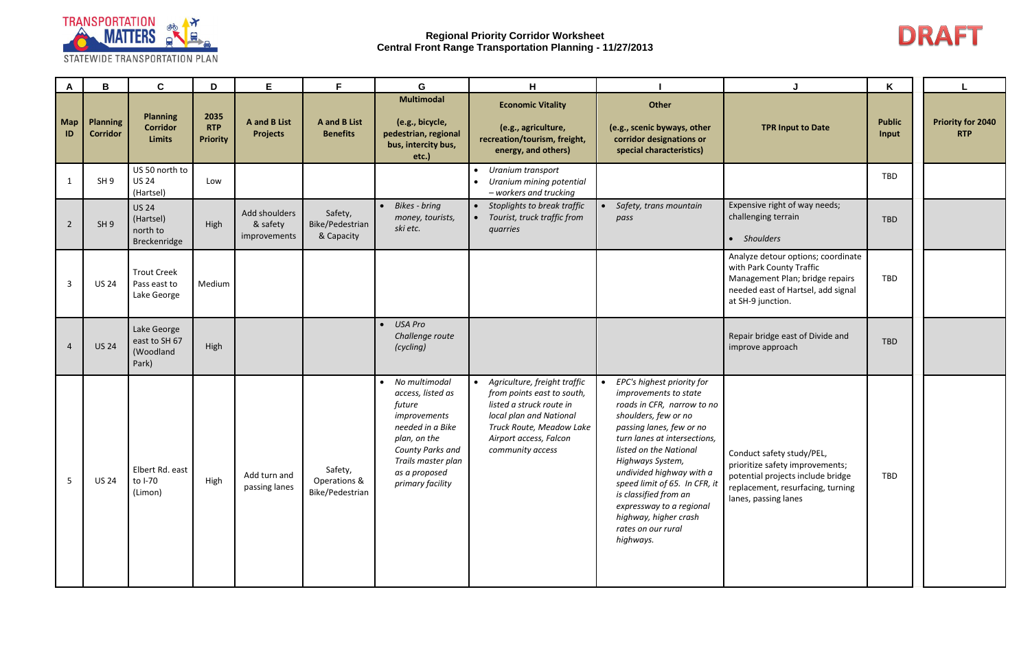# Regional Priority Corridor Worksheet
## Central Front Range Transportation Planning - 11/27/2013

DRAFT

| A | B | C | D | E | F | G | H | I | J | K | L |
|---|---|---|---|---|---|---|---|---|---|---|---|
| **Map ID** | **Planning Corridor** | **Planning Corridor Limits** | **2035 RTP Priority** | **A and B List Projects** | **A and B List Benefits** | **Multimodal (e.g., bicycle, pedestrian, regional bus, intercity bus, etc.)** | **Economic Vitality (e.g., agriculture, recreation/tourism, freight, energy, and others)** | **Other (e.g., scenic byways, other corridor designations or special characteristics)** | **TPR Input to Date** | **Public Input** | **Priority for 2040 RTP** |
| 1 | SH 9 | US 50 north to US 24 (Hartsel) | Low | | | | • *Uranium transport* • *Uranium mining potential – workers and trucking* | | | TBD | |
| 2 | SH 9 | US 24 (Hartsel) north to Breckenridge | High | Add shoulders & safety improvements | Safety, Bike/Pedestrian & Capacity | • *Bikes - bring money, tourists, ski etc.* | • *Stoplights to break traffic* • *Tourist, truck traffic from quarries* | • *Safety, trans mountain pass* | Expensive right of way needs; challenging terrain • *Shoulders* | TBD | |
| 3 | US 24 | Trout Creek Pass east to Lake George | Medium | | | | | | Analyze detour options; coordinate with Park County Traffic Management Plan; bridge repairs needed east of Hartsel, add signal at SH-9 junction. | TBD | |
| 4 | US 24 | Lake George east to SH 67 (Woodland Park) | High | | | • *USA Pro Challenge route (cycling)* | | | Repair bridge east of Divide and improve approach | TBD | |
| 5 | US 24 | Elbert Rd. east to I-70 (Limon) | High | Add turn and passing lanes | Safety, Operations & Bike/Pedestrian | • *No multimodal access, listed as future improvements needed in a Bike plan, on the County Parks and Trails master plan as a proposed primary facility* | • *Agriculture, freight traffic from points east to south, listed a struck route in local plan and National Truck Route, Meadow Lake Airport access, Falcon community access* | • *EPC's highest priority for improvements to state roads in CFR, narrow to no shoulders, few or no passing lanes, few or no turn lanes at intersections, listed on the National Highways System, undivided highway with a speed limit of 65. In CFR, it is classified from an expressway to a regional highway, higher crash rates on our rural highways.* | Conduct safety study/PEL, prioritize safety improvements; potential projects include bridge replacement, resurfacing, turning lanes, passing lanes | TBD | |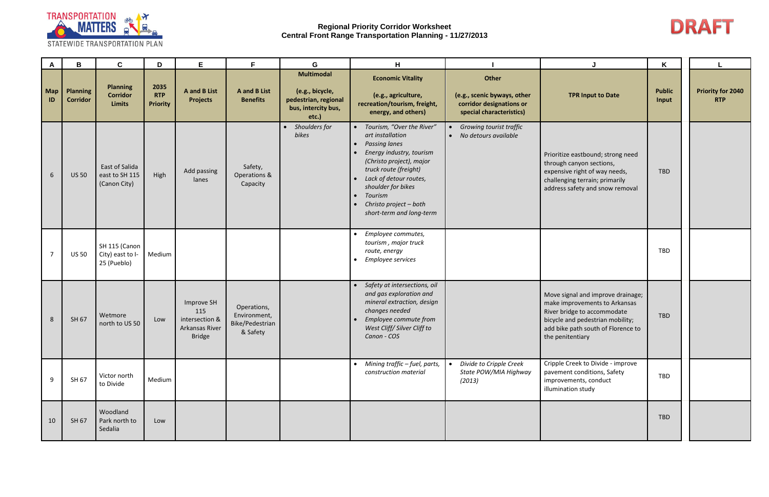# Regional Priority Corridor Worksheet
## Central Front Range Transportation Planning - 11/27/2013

DRAFT

| A | B | C | D | E | F | G | H | I | J | K | L |
|---|---|---|---|---|---|---|---|---|---|---|---|
| **Map ID** | **Planning Corridor** | **Planning Corridor Limits** | **2035 RTP Priority** | **A and B List Projects** | **A and B List Benefits** | **Multimodal** (e.g., bicycle, pedestrian, regional bus, intercity bus, etc.) | **Economic Vitality** (e.g., agriculture, recreation/tourism, freight, energy, and others) | **Other** (e.g., scenic byways, other corridor designations or special characteristics) | **TPR Input to Date** | **Public Input** | **Priority for 2040 RTP** |
| 6 | US 50 | East of Salida east to SH 115 (Canon City) | High | Add passing lanes | Safety, Operations & Capacity | • *Shoulders for bikes* | • *Tourism, "Over the River" art installation* <br> • *Passing lanes* <br> • *Energy industry, tourism (Christo project), major truck route (freight)* <br> • *Lack of detour routes, shoulder for bikes* <br> • *Tourism* <br> • *Christo project – both short-term and long-term* | • *Growing tourist traffic* <br> • *No detours available* | Prioritize eastbound; strong need through canyon sections, expensive right of way needs, challenging terrain; primarily address safety and snow removal | TBD | |
| 7 | US 50 | SH 115 (Canon City) east to I-25 (Pueblo) | Medium | | | | • *Employee commutes, tourism , major truck route, energy* <br> • *Employee services* | | | TBD | |
| 8 | SH 67 | Wetmore north to US 50 | Low | Improve SH 115 intersection & Arkansas River Bridge | Operations, Environment, Bike/Pedestrian & Safety | | • *Safety at intersections, oil and gas exploration and mineral extraction, design changes needed* <br> • *Employee commute from West Cliff/ Silver Cliff to Canon - COS* | | Move signal and improve drainage; make improvements to Arkansas River bridge to accommodate bicycle and pedestrian mobility; add bike path south of Florence to the penitentiary | TBD | |
| 9 | SH 67 | Victor north to Divide | Medium | | | | • *Mining traffic – fuel, parts, construction material* | • *Divide to Cripple Creek State POW/MIA Highway (2013)* | Cripple Creek to Divide - improve pavement conditions, Safety improvements, conduct illumination study | TBD | |
| 10 | SH 67 | Woodland Park north to Sedalia | Low | | | | | | | TBD | |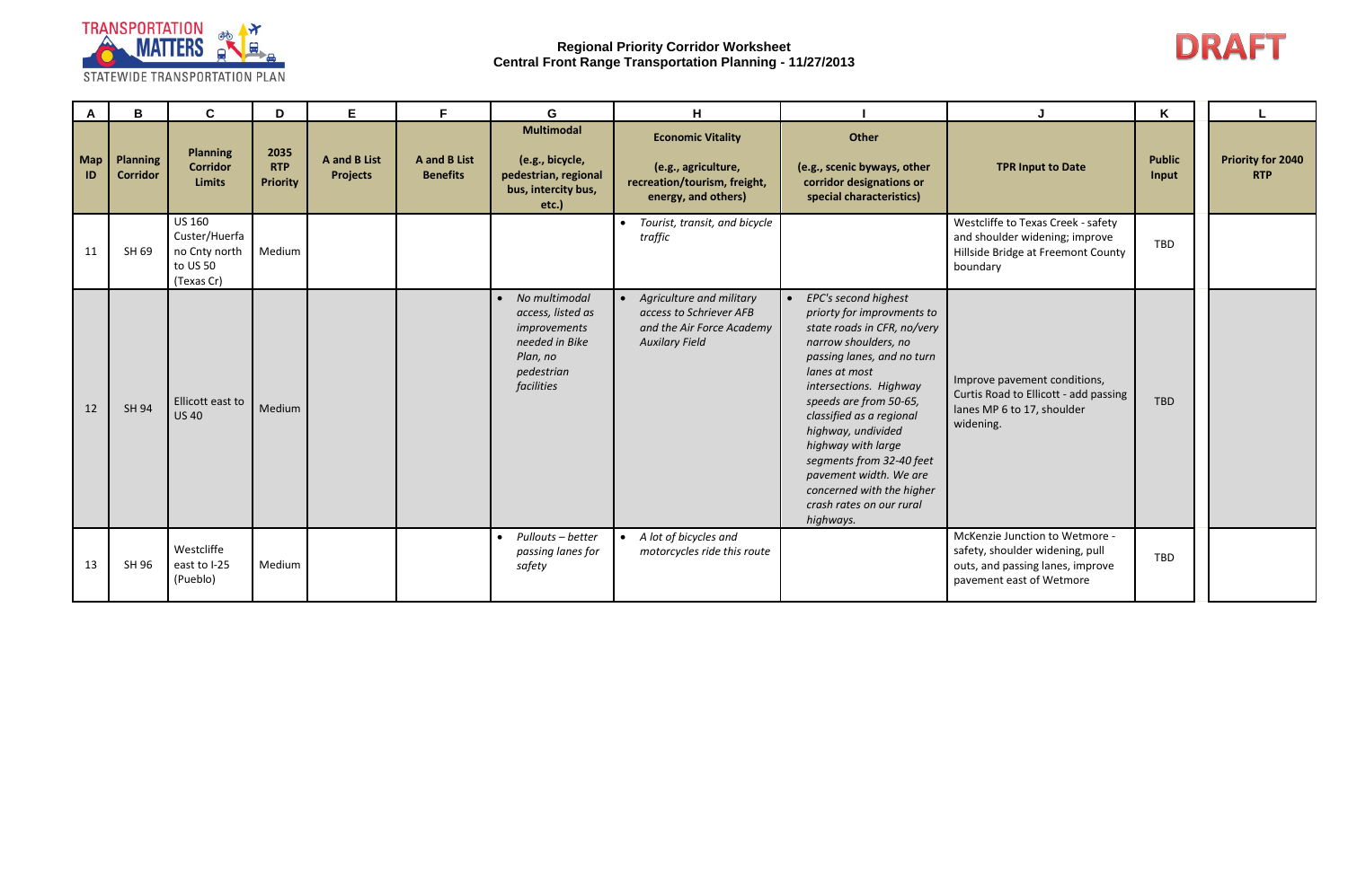**Regional Priority Corridor Worksheet**
**Central Front Range Transportation Planning - 11/27/2013**

DRAFT

| A | B | C | D | E | F | G | H | I | J | K | L |
|---|---|---|---|---|---|---|---|---|---|---|---|
| **Map ID** | **Planning Corridor** | **Planning Corridor Limits** | **2035 RTP Priority** | **A and B List Projects** | **A and B List Benefits** | **Multimodal** (e.g., bicycle, pedestrian, regional bus, intercity bus, etc.) | **Economic Vitality** (e.g., agriculture, recreation/tourism, freight, energy, and others) | **Other** (e.g., scenic byways, other corridor designations or special characteristics) | **TPR Input to Date** | **Public Input** | **Priority for 2040 RTP** |
| 11 | SH 69 | US 160 Custer/Huerfa no Cnty north to US 50 (Texas Cr) | Medium | | | | • *Tourist, transit, and bicycle traffic* | | Westcliffe to Texas Creek - safety and shoulder widening; improve Hillside Bridge at Freemont County boundary | TBD | |
| 12 | SH 94 | Ellicott east to US 40 | Medium | | | • *No multimodal access, listed as improvements needed in Bike Plan, no pedestrian facilities* | • *Agriculture and military access to Schriever AFB and the Air Force Academy Auxilary Field* | • *EPC's second highest priorty for improvments to state roads in CFR, no/very narrow shoulders, no passing lanes, and no turn lanes at most intersections. Highway speeds are from 50-65, classified as a regional highway, undivided highway with large segments from 32-40 feet pavement width. We are concerned with the higher crash rates on our rural highways.* | Improve pavement conditions, Curtis Road to Ellicott - add passing lanes MP 6 to 17, shoulder widening. | TBD | |
| 13 | SH 96 | Westcliffe east to I-25 (Pueblo) | Medium | | | • *Pullouts – better passing lanes for safety* | • *A lot of bicycles and motorcycles ride this route* | | McKenzie Junction to Wetmore - safety, shoulder widening, pull outs, and passing lanes, improve pavement east of Wetmore | TBD | |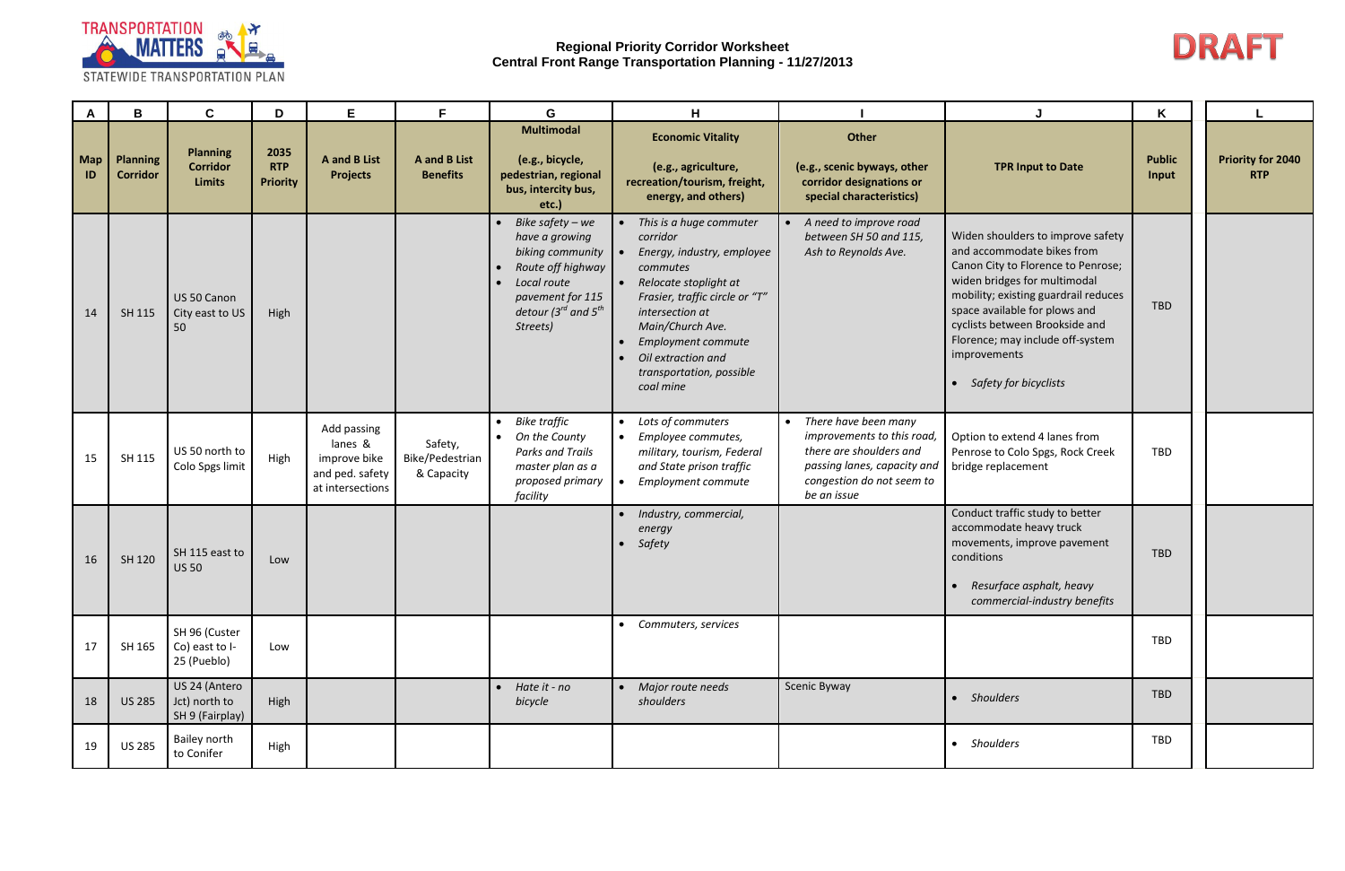# Regional Priority Corridor Worksheet

## Central Front Range Transportation Planning - 11/27/2013

DRAFT

| A | B | C | D | E | F | G | H | I | J | K | L |
|---|---|---|---|---|---|---|---|---|---|---|---|
| **Map ID** | **Planning Corridor** | **Planning Corridor Limits** | **2035 RTP Priority** | **A and B List Projects** | **A and B List Benefits** | **Multimodal (e.g., bicycle, pedestrian, regional bus, intercity bus, etc.)** | **Economic Vitality (e.g., agriculture, recreation/tourism, freight, energy, and others)** | **Other (e.g., scenic byways, other corridor designations or special characteristics)** | **TPR Input to Date** | **Public Input** | **Priority for 2040 RTP** |
| 14 | SH 115 | US 50 Canon City east to US 50 | High | | | • *Bike safety – we have a growing biking community* • *Route off highway* • *Local route pavement for 115 detour (3rd and 5th Streets)* | • *This is a huge commuter corridor* • *Energy, industry, employee commutes* • *Relocate stoplight at Frasier, traffic circle or "T" intersection at Main/Church Ave.* • *Employment commute* • *Oil extraction and transportation, possible coal mine* | • *A need to improve road between SH 50 and 115, Ash to Reynolds Ave.* | Widen shoulders to improve safety and accommodate bikes from Canon City to Florence to Penrose; widen bridges for multimodal mobility; existing guardrail reduces space available for plows and cyclists between Brookside and Florence; may include off-system improvements • *Safety for bicyclists* | TBD | |
| 15 | SH 115 | US 50 north to Colo Spgs limit | High | Add passing lanes & improve bike and ped. safety at intersections | Safety, Bike/Pedestrian & Capacity | • *Bike traffic* • *On the County Parks and Trails master plan as a proposed primary facility* | • *Lots of commuters* • *Employee commutes, military, tourism, Federal and State prison traffic* • *Employment commute* | • *There have been many improvements to this road, there are shoulders and passing lanes, capacity and congestion do not seem to be an issue* | Option to extend 4 lanes from Penrose to Colo Spgs, Rock Creek bridge replacement | TBD | |
| 16 | SH 120 | SH 115 east to US 50 | Low | | | | • *Industry, commercial, energy* • *Safety* | | Conduct traffic study to better accommodate heavy truck movements, improve pavement conditions • *Resurface asphalt, heavy commercial-industry benefits* | TBD | |
| 17 | SH 165 | SH 96 (Custer Co) east to I-25 (Pueblo) | Low | | | | • *Commuters, services* | | | TBD | |
| 18 | US 285 | US 24 (Antero Jct) north to SH 9 (Fairplay) | High | | | • *Hate it - no bicycle* | • *Major route needs shoulders* | Scenic Byway | • *Shoulders* | TBD | |
| 19 | US 285 | Bailey north to Conifer | High | | | | | | • *Shoulders* | TBD | |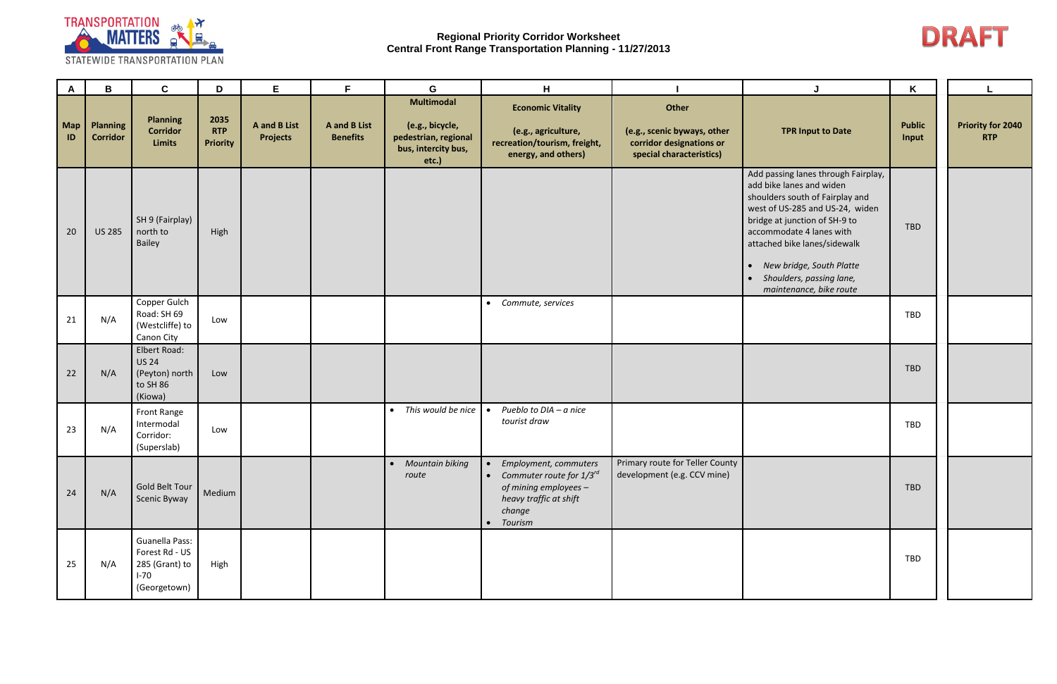Regional Priority Corridor Worksheet
Central Front Range Transportation Planning - 11/27/2013

DRAFT

| A | B | C | D | E | F | G | H | I | J | K | L |
|---|---|---|---|---|---|---|---|---|---|---|---|
| Map ID | Planning Corridor | Planning Corridor Limits | 2035 RTP Priority | A and B List Projects | A and B List Benefits | Multimodal (e.g., bicycle, pedestrian, regional bus, intercity bus, etc.) | Economic Vitality (e.g., agriculture, recreation/tourism, freight, energy, and others) | Other (e.g., scenic byways, other corridor designations or special characteristics) | TPR Input to Date | Public Input | Priority for 2040 RTP |
| 20 | US 285 | SH 9 (Fairplay) north to Bailey | High | | | | | | Add passing lanes through Fairplay, add bike lanes and widen shoulders south of Fairplay and west of US-285 and US-24, widen bridge at junction of SH-9 to accommodate 4 lanes with attached bike lanes/sidewalk<br>• *New bridge, South Platte*<br>• *Shoulders, passing lane, maintenance, bike route* | TBD | |
| 21 | N/A | Copper Gulch Road: SH 69 (Westcliffe) to Canon City | Low | | | | • *Commute, services* | | | TBD | |
| 22 | N/A | Elbert Road: US 24 (Peyton) north to SH 86 (Kiowa) | Low | | | | | | | TBD | |
| 23 | N/A | Front Range Intermodal Corridor: (Superslab) | Low | | | • *This would be nice* | • *Pueblo to DIA – a nice tourist draw* | | | TBD | |
| 24 | N/A | Gold Belt Tour Scenic Byway | Medium | | | • *Mountain biking route* | • *Employment, commuters*<br>• *Commuter route for 1/3rd of mining employees – heavy traffic at shift change*<br>• *Tourism* | Primary route for Teller County development (e.g. CCV mine) | | TBD | |
| 25 | N/A | Guanella Pass: Forest Rd - US 285 (Grant) to I-70 (Georgetown) | High | | | | | | | TBD | |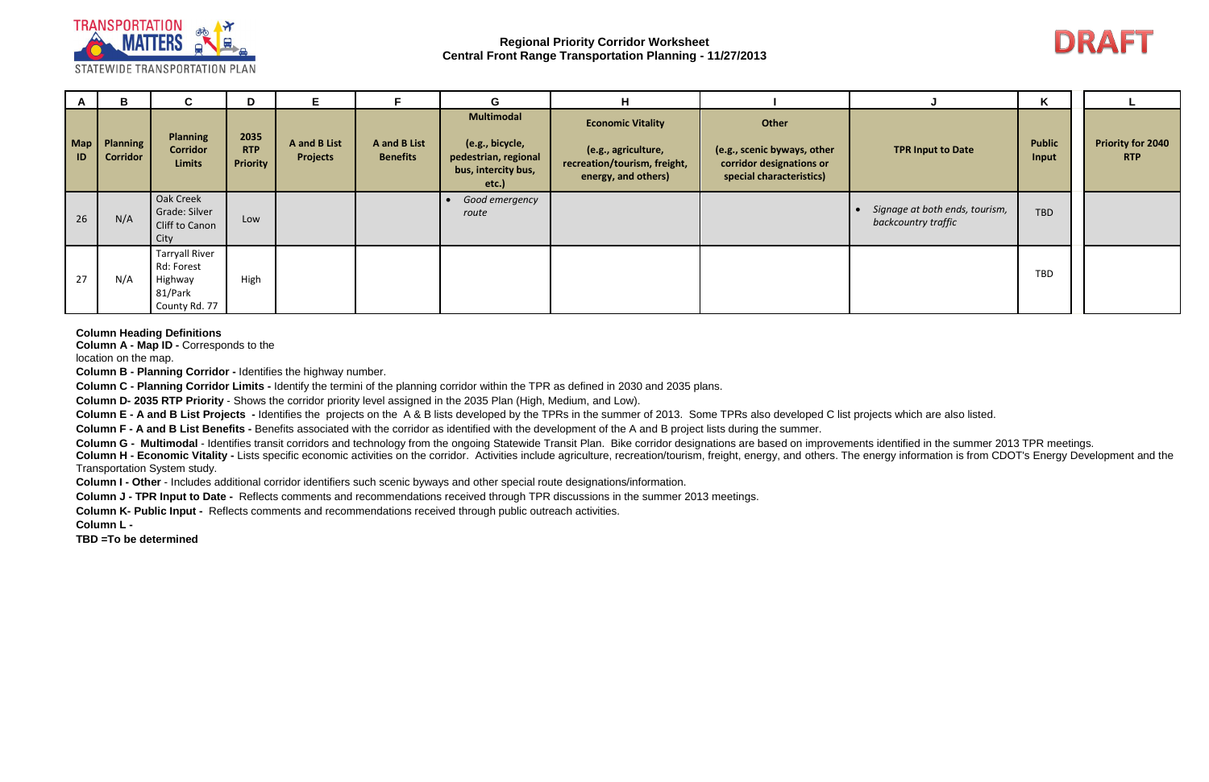**Regional Priority Corridor Worksheet**
**Central Front Range Transportation Planning - 11/27/2013**

DRAFT

| A | B | C | D | E | F | G | H | I | J | K | L |
|---|---|---|---|---|---|---|---|---|---|---|---|
| **Map ID** | **Planning Corridor** | **Planning Corridor Limits** | **2035 RTP Priority** | **A and B List Projects** | **A and B List Benefits** | **Multimodal (e.g., bicycle, pedestrian, regional bus, intercity bus, etc.)** | **Economic Vitality (e.g., agriculture, recreation/tourism, freight, energy, and others)** | **Other (e.g., scenic byways, other corridor designations or special characteristics)** | **TPR Input to Date** | **Public Input** | **Priority for 2040 RTP** |
| 26 | N/A | Oak Creek Grade: Silver Cliff to Canon City | Low | | | • *Good emergency route* | | | • *Signage at both ends, tourism, backcountry traffic* | TBD | |
| 27 | N/A | Tarryall River Rd: Forest Highway 81/Park County Rd. 77 | High | | | | | | | TBD | |

**Column Heading Definitions**

**Column A - Map ID -** Corresponds to the location on the map.

**Column B - Planning Corridor -** Identifies the highway number.

**Column C - Planning Corridor Limits -** Identify the termini of the planning corridor within the TPR as defined in 2030 and 2035 plans.

**Column D- 2035 RTP Priority** - Shows the corridor priority level assigned in the 2035 Plan (High, Medium, and Low).

**Column E - A and B List Projects -** Identifies the projects on the A & B lists developed by the TPRs in the summer of 2013. Some TPRs also developed C list projects which are also listed.

**Column F - A and B List Benefits -** Benefits associated with the corridor as identified with the development of the A and B project lists during the summer.

**Column G - Multimodal** - Identifies transit corridors and technology from the ongoing Statewide Transit Plan. Bike corridor designations are based on improvements identified in the summer 2013 TPR meetings.

**Column H - Economic Vitality -** Lists specific economic activities on the corridor. Activities include agriculture, recreation/tourism, freight, energy, and others. The energy information is from CDOT's Energy Development and the Transportation System study.

**Column I - Other** - Includes additional corridor identifiers such scenic byways and other special route designations/information.

**Column J - TPR Input to Date -** Reflects comments and recommendations received through TPR discussions in the summer 2013 meetings.

**Column K- Public Input -** Reflects comments and recommendations received through public outreach activities.

**Column L -**

**TBD =To be determined**